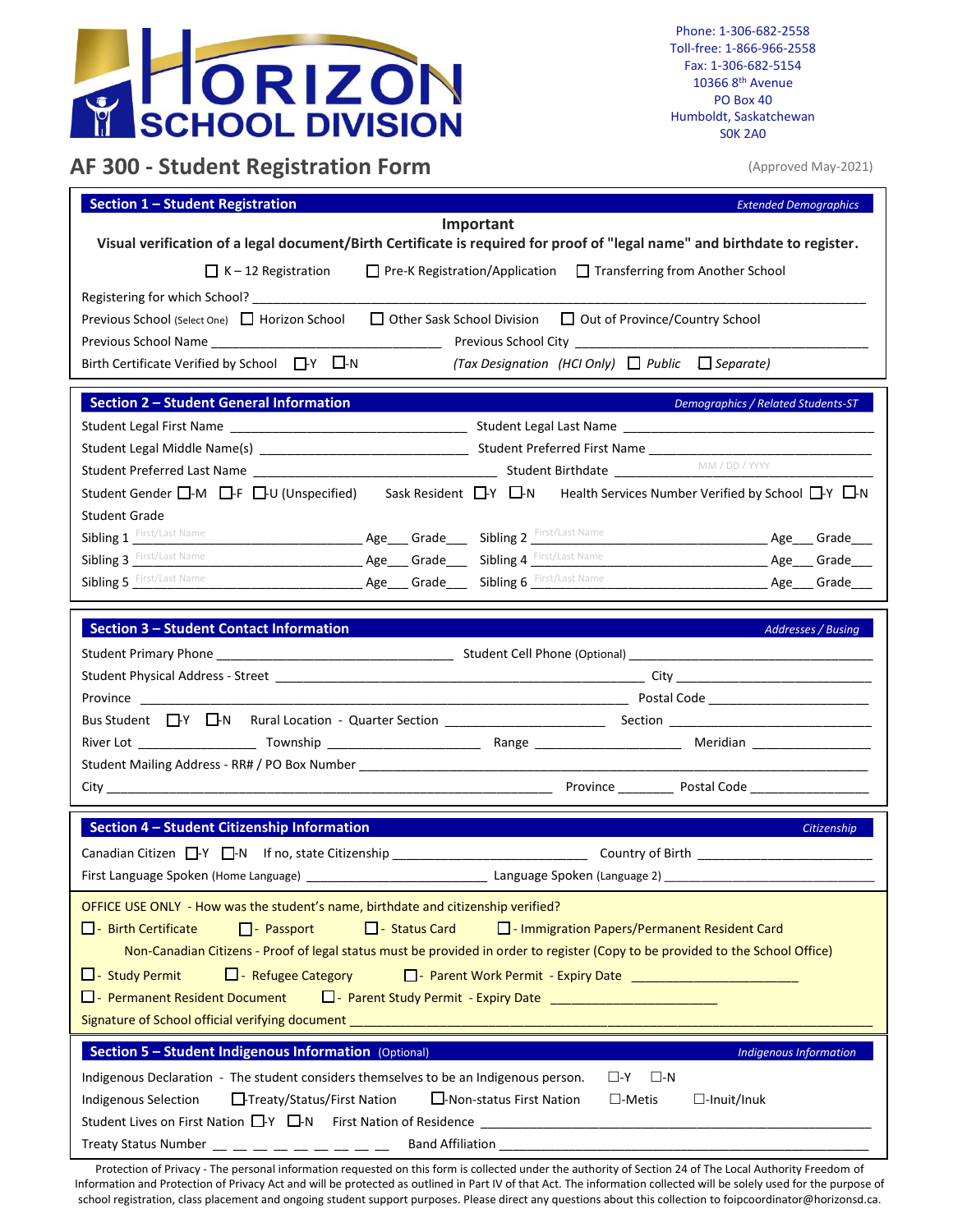# HORIZON SCHOOL DIVISION

Phone: 1-306-682-2558
Toll-free: 1-866-966-2558
Fax: 1-306-682-5154
10366 8th Avenue
PO Box 40
Humboldt, Saskatchewan
S0K 2A0

## AF 300 - Student Registration Form

(Approved May-2021)

### Section 1 – Student Registration

*Extended Demographics*

**Important**

**Visual verification of a legal document/Birth Certificate is required for proof of "legal name" and birthdate to register.**

☐ K – 12 Registration ☐ Pre-K Registration/Application ☐ Transferring from Another School

Registering for which School? ____________________

Previous School (Select One) ☐ Horizon School ☐ Other Sask School Division ☐ Out of Province/Country School

Previous School Name ____________________ Previous School City ____________________

Birth Certificate Verified by School ☐-Y ☐-N *(Tax Designation (HCI Only) ☐ Public ☐ Separate)*

### Section 2 – Student General Information

*Demographics / Related Students-ST*

Student Legal First Name ____________________ Student Legal Last Name ____________________

Student Legal Middle Name(s) ____________________ Student Preferred First Name ____________________

Student Preferred Last Name ____________________ Student Birthdate ____ MM / DD / YYYY ____

Student Gender ☐-M ☐-F ☐-U (Unspecified) Sask Resident ☐-Y ☐-N Health Services Number Verified by School ☐-Y ☐-N

Student Grade

Sibling 1 First/Last Name ________ Age___ Grade___ Sibling 2 First/Last Name ________ Age___ Grade___

Sibling 3 First/Last Name ________ Age___ Grade___ Sibling 4 First/Last Name ________ Age___ Grade___

Sibling 5 First/Last Name ________ Age___ Grade___ Sibling 6 First/Last Name ________ Age___ Grade___

### Section 3 – Student Contact Information

*Addresses / Busing*

Student Primary Phone ____________________ Student Cell Phone (Optional) ____________________

Student Physical Address - Street ____________________ City ____________________

Province ____________________ Postal Code ____________________

Bus Student ☐-Y ☐-N Rural Location - Quarter Section ____________ Section ____________

River Lot ____________ Township ____________ Range ____________ Meridian ____________

Student Mailing Address - RR# / PO Box Number ____________________

City ____________________ Province ________ Postal Code ____________

### Section 4 – Student Citizenship Information

*Citizenship*

Canadian Citizen ☐-Y ☐-N If no, state Citizenship ____________________ Country of Birth ____________________

First Language Spoken (Home Language) ____________________ Language Spoken (Language 2) ____________________

OFFICE USE ONLY - How was the student's name, birthdate and citizenship verified?

☐ - Birth Certificate ☐ - Passport ☐ - Status Card ☐ - Immigration Papers/Permanent Resident Card

Non-Canadian Citizens - Proof of legal status must be provided in order to register (Copy to be provided to the School Office)

☐ - Study Permit ☐ - Refugee Category ☐ - Parent Work Permit - Expiry Date ____________________

☐ - Permanent Resident Document ☐ - Parent Study Permit - Expiry Date ____________________

Signature of School official verifying document ____________________

### Section 5 – Student Indigenous Information (Optional)

*Indigenous Information*

Indigenous Declaration - The student considers themselves to be an Indigenous person. ☐-Y ☐-N

Indigenous Selection ☐-Treaty/Status/First Nation ☐-Non-status First Nation ☐-Metis ☐-Inuit/Inuk

Student Lives on First Nation ☐-Y ☐-N First Nation of Residence ____________________

Treaty Status Number _ _ _ _ _ _ _ _ _ _ Band Affiliation ____________________

Protection of Privacy - The personal information requested on this form is collected under the authority of Section 24 of The Local Authority Freedom of Information and Protection of Privacy Act and will be protected as outlined in Part IV of that Act. The information collected will be solely used for the purpose of school registration, class placement and ongoing student support purposes. Please direct any questions about this collection to foipcoordinator@horizonsd.ca.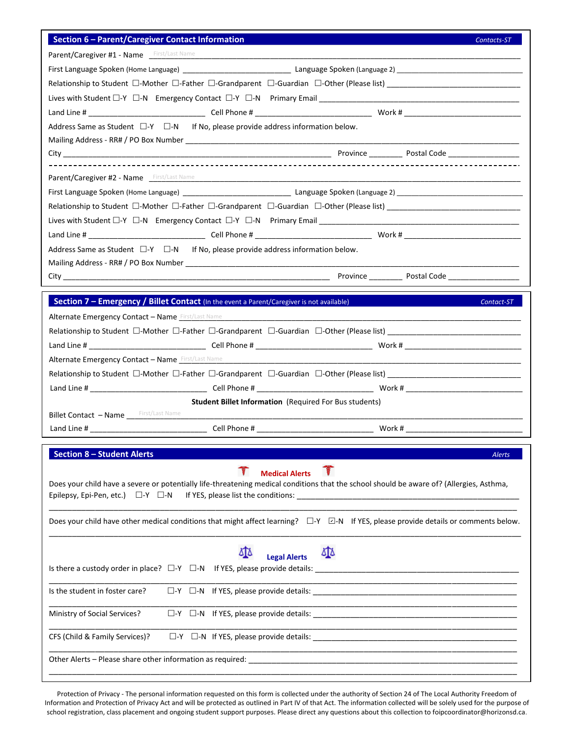## Section 6 – Parent/Caregiver Contact Information

*Contacts-ST*

Parent/Caregiver #1 - Name First/Last Name ______________________________________________

First Language Spoken (Home Language) __________________________ Language Spoken (Language 2) ______________________________

Relationship to Student ☐-Mother ☐-Father ☐-Grandparent ☐-Guardian ☐-Other (Please list) ________________________________

Lives with Student ☐-Y ☐-N Emergency Contact ☐-Y ☐-N Primary Email ______________________________________________

Land Line # ____________________________ Cell Phone # ____________________________ Work # ____________________________

Address Same as Student ☐-Y ☐-N If No, please provide address information below.

Mailing Address - RR# / PO Box Number ______________________________________________________________________

City __________________________________________________________________ Province ________ Postal Code _________________

---

Parent/Caregiver #2 - Name First/Last Name ______________________________________________

First Language Spoken (Home Language) __________________________ Language Spoken (Language 2) ______________________________

Relationship to Student ☐-Mother ☐-Father ☐-Grandparent ☐-Guardian ☐-Other (Please list) ________________________________

Lives with Student ☐-Y ☐-N Emergency Contact ☐-Y ☐-N Primary Email ______________________________________________

Land Line # ____________________________ Cell Phone # ____________________________ Work # ____________________________

Address Same as Student ☐-Y ☐-N If No, please provide address information below.

Mailing Address - RR# / PO Box Number ______________________________________________________________________

City __________________________________________________________________ Province ________ Postal Code _________________

## Section 7 – Emergency / Billet Contact (In the event a Parent/Caregiver is not available)

*Contact-ST*

Alternate Emergency Contact – Name First/Last Name ______________________________________________

Relationship to Student ☐-Mother ☐-Father ☐-Grandparent ☐-Guardian ☐-Other (Please list) ________________________________

Land Line # ____________________________ Cell Phone # ____________________________ Work # ____________________________

Alternate Emergency Contact – Name First/Last Name ______________________________________________

Relationship to Student ☐-Mother ☐-Father ☐-Grandparent ☐-Guardian ☐-Other (Please list) ________________________________

Land Line # ____________________________ Cell Phone # ____________________________ Work # ____________________________

**Student Billet Information** (Required For Bus students)

Billet Contact – Name First/Last Name ______________________________________________

Land Line # ____________________________ Cell Phone # ____________________________ Work # ____________________________

## Section 8 – Student Alerts

*Alerts*

### Medical Alerts

Does your child have a severe or potentially life-threatening medical conditions that the school should be aware of? (Allergies, Asthma, Epilepsy, Epi-Pen, etc.) ☐-Y ☐-N If YES, please list the conditions: ______________________________________________

______________________________________________________________________________________________

Does your child have other medical conditions that might affect learning? ☐-Y ☑-N If YES, please provide details or comments below.

______________________________________________________________________________________________

### Legal Alerts

Is there a custody order in place? ☐-Y ☐-N If YES, please provide details: ______________________________________________

______________________________________________________________________________________________

Is the student in foster care? ☐-Y ☐-N If YES, please provide details: ______________________________________________

______________________________________________________________________________________________

Ministry of Social Services? ☐-Y ☐-N If YES, please provide details: ______________________________________________

______________________________________________________________________________________________

CFS (Child & Family Services)? ☐-Y ☐-N If YES, please provide details: ______________________________________________

______________________________________________________________________________________________

Other Alerts – Please share other information as required: ______________________________________________

______________________________________________________________________________________________

Protection of Privacy - The personal information requested on this form is collected under the authority of Section 24 of The Local Authority Freedom of Information and Protection of Privacy Act and will be protected as outlined in Part IV of that Act. The information collected will be solely used for the purpose of school registration, class placement and ongoing student support purposes. Please direct any questions about this collection to foipcoordinator@horizonsd.ca.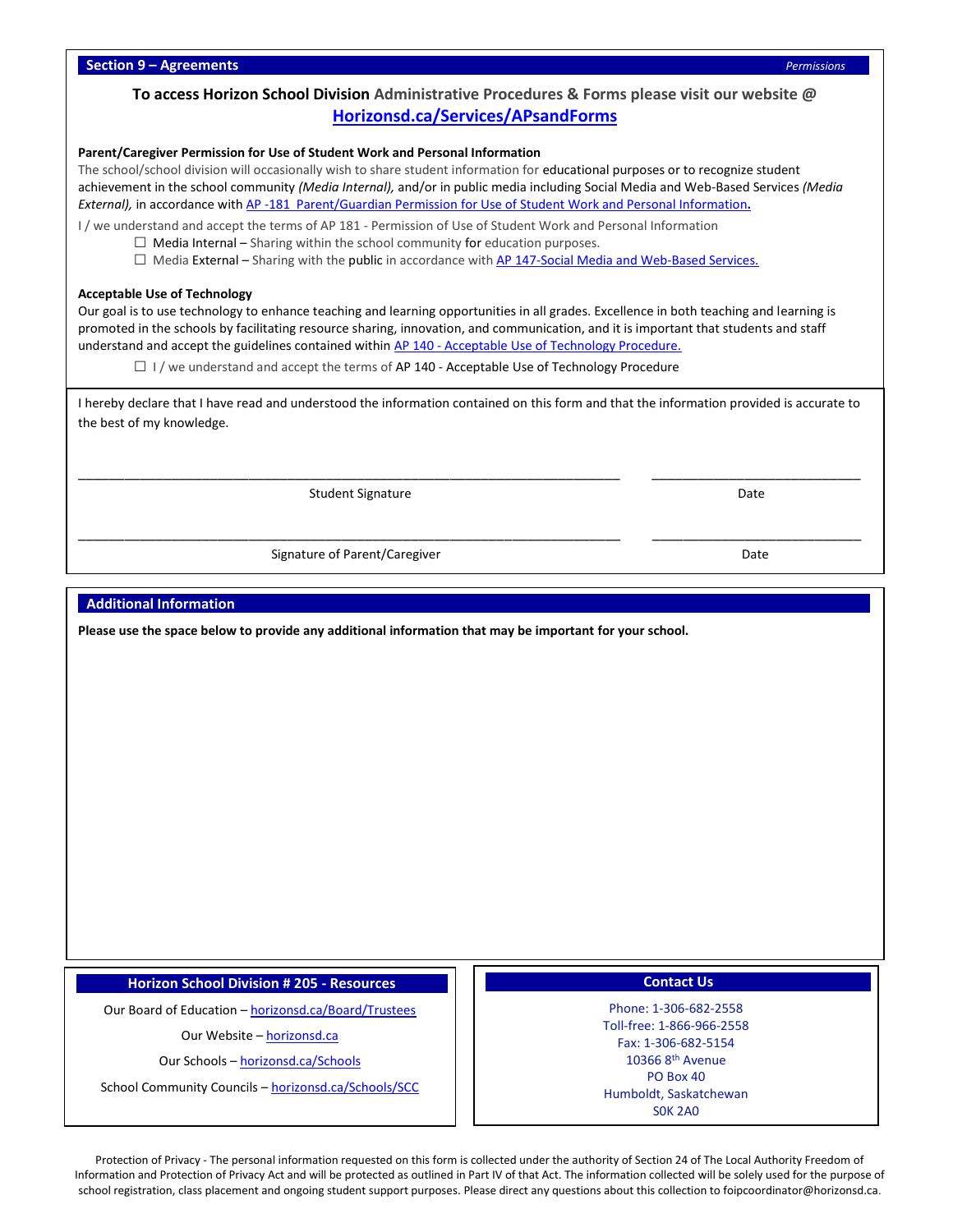## Section 9 – Agreements

*Permissions*

**To access Horizon School Division Administrative Procedures & Forms please visit our website @ [Horizonsd.ca/Services/APsandForms](Horizonsd.ca/Services/APsandForms)**

**Parent/Caregiver Permission for Use of Student Work and Personal Information**

The school/school division will occasionally wish to share student information for educational purposes or to recognize student achievement in the school community *(Media Internal),* and/or in public media including Social Media and Web-Based Services *(Media External),* in accordance with AP -181 Parent/Guardian Permission for Use of Student Work and Personal Information**.**

I / we understand and accept the terms of AP 181 - Permission of Use of Student Work and Personal Information

- ☐ Media Internal – Sharing within the school community for education purposes.
- ☐ Media External – Sharing with the public in accordance with AP 147-Social Media and Web-Based Services.

**Acceptable Use of Technology**

Our goal is to use technology to enhance teaching and learning opportunities in all grades. Excellence in both teaching and learning is promoted in the schools by facilitating resource sharing, innovation, and communication, and it is important that students and staff understand and accept the guidelines contained within AP 140 - Acceptable Use of Technology Procedure.

- ☐ I / we understand and accept the terms of AP 140 - Acceptable Use of Technology Procedure

I hereby declare that I have read and understood the information contained on this form and that the information provided is accurate to the best of my knowledge.

_______________________________________________ Student Signature

_______________________ Date

_______________________________________________ Signature of Parent/Caregiver

_______________________ Date

## Additional Information

**Please use the space below to provide any additional information that may be important for your school.**

### Horizon School Division # 205 - Resources

Our Board of Education – horizonsd.ca/Board/Trustees

Our Website – horizonsd.ca

Our Schools – horizonsd.ca/Schools

School Community Councils – horizonsd.ca/Schools/SCC

### Contact Us

Phone: 1-306-682-2558
Toll-free: 1-866-966-2558
Fax: 1-306-682-5154
10366 8th Avenue
PO Box 40
Humboldt, Saskatchewan
S0K 2A0

Protection of Privacy - The personal information requested on this form is collected under the authority of Section 24 of The Local Authority Freedom of Information and Protection of Privacy Act and will be protected as outlined in Part IV of that Act. The information collected will be solely used for the purpose of school registration, class placement and ongoing student support purposes. Please direct any questions about this collection to foipcoordinator@horizonsd.ca.